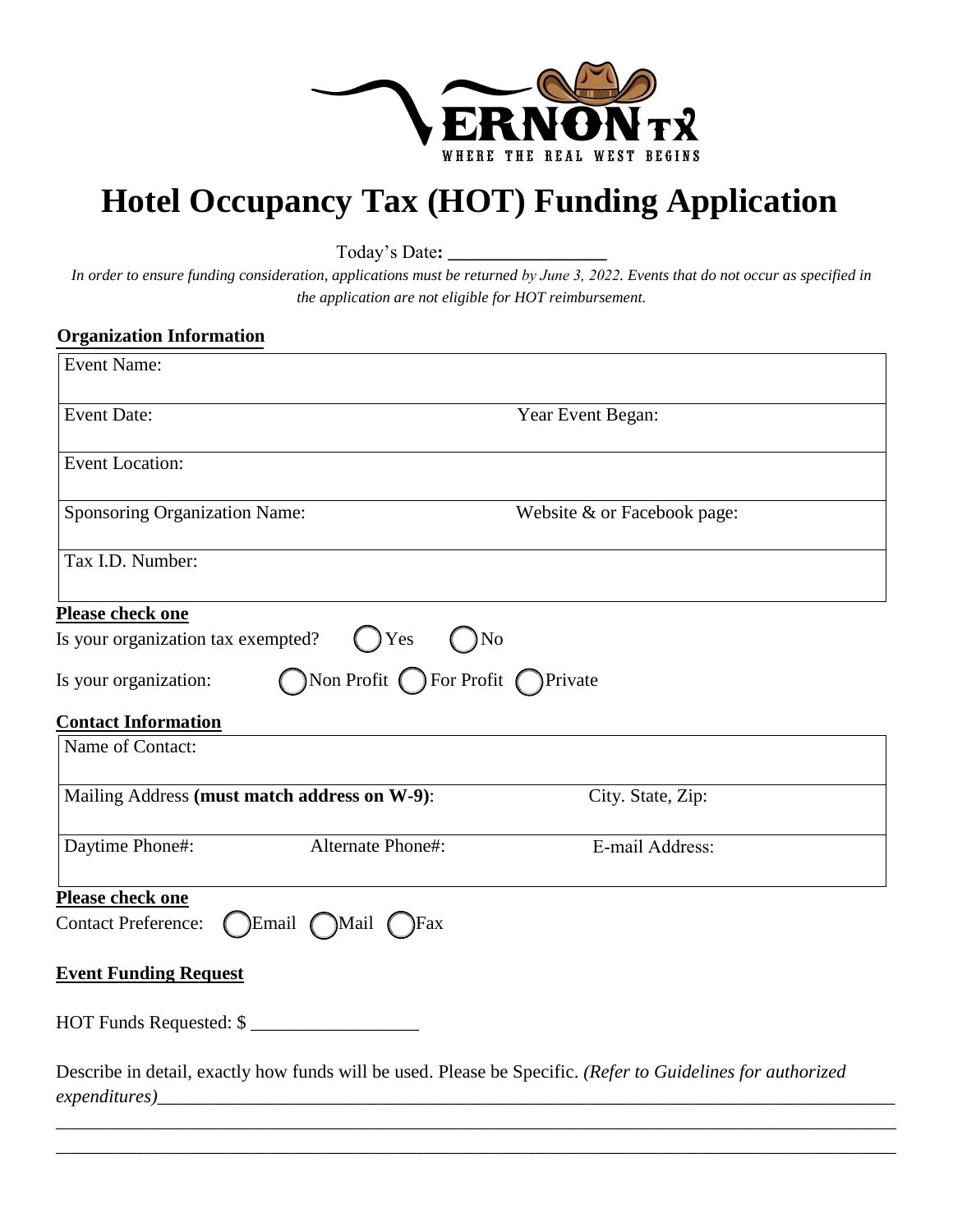VERNON TX
WHERE THE REAL WEST BEGINS

# Hotel Occupancy Tax (HOT) Funding Application

Today's Date**:** \_\_\_\_\_\_\_\_\_\_\_\_\_\_\_\_

*In order to ensure funding consideration, applications must be returned by June 3, 2022. Events that do not occur as specified in the application are not eligible for HOT reimbursement.*

**Organization Information**

| Event Name: | |
|---|---|
| Event Date: | Year Event Began: |
| Event Location: | |
| Sponsoring Organization Name: | Website & or Facebook page: |
| Tax I.D. Number: | |

**Please check one**

Is your organization tax exempted? ◯ Yes ◯ No

Is your organization: ◯ Non Profit ◯ For Profit ◯ Private

**Contact Information**

| Name of Contact: | | |
|---|---|---|
| Mailing Address **(must match address on W-9)**: | | City. State, Zip: |
| Daytime Phone#: | Alternate Phone#: | E-mail Address: |

**Please check one**

Contact Preference: ◯ Email ◯ Mail ◯ Fax

**Event Funding Request**

HOT Funds Requested: $ \_\_\_\_\_\_\_\_\_\_\_\_\_\_\_\_\_\_

Describe in detail, exactly how funds will be used. Please be Specific. *(Refer to Guidelines for authorized expenditures)*\_\_\_\_\_\_\_\_\_\_\_\_\_\_\_\_\_\_\_\_\_\_\_\_\_\_\_\_\_\_\_\_\_\_\_\_\_\_\_\_\_\_\_\_\_\_\_\_\_\_\_\_\_\_\_\_\_\_\_\_\_\_\_\_

\_\_\_\_\_\_\_\_\_\_\_\_\_\_\_\_\_\_\_\_\_\_\_\_\_\_\_\_\_\_\_\_\_\_\_\_\_\_\_\_\_\_\_\_\_\_\_\_\_\_\_\_\_\_\_\_\_\_\_\_\_\_\_\_\_\_\_\_\_\_\_\_\_\_\_\_\_\_\_\_\_\_\_\_

\_\_\_\_\_\_\_\_\_\_\_\_\_\_\_\_\_\_\_\_\_\_\_\_\_\_\_\_\_\_\_\_\_\_\_\_\_\_\_\_\_\_\_\_\_\_\_\_\_\_\_\_\_\_\_\_\_\_\_\_\_\_\_\_\_\_\_\_\_\_\_\_\_\_\_\_\_\_\_\_\_\_\_\_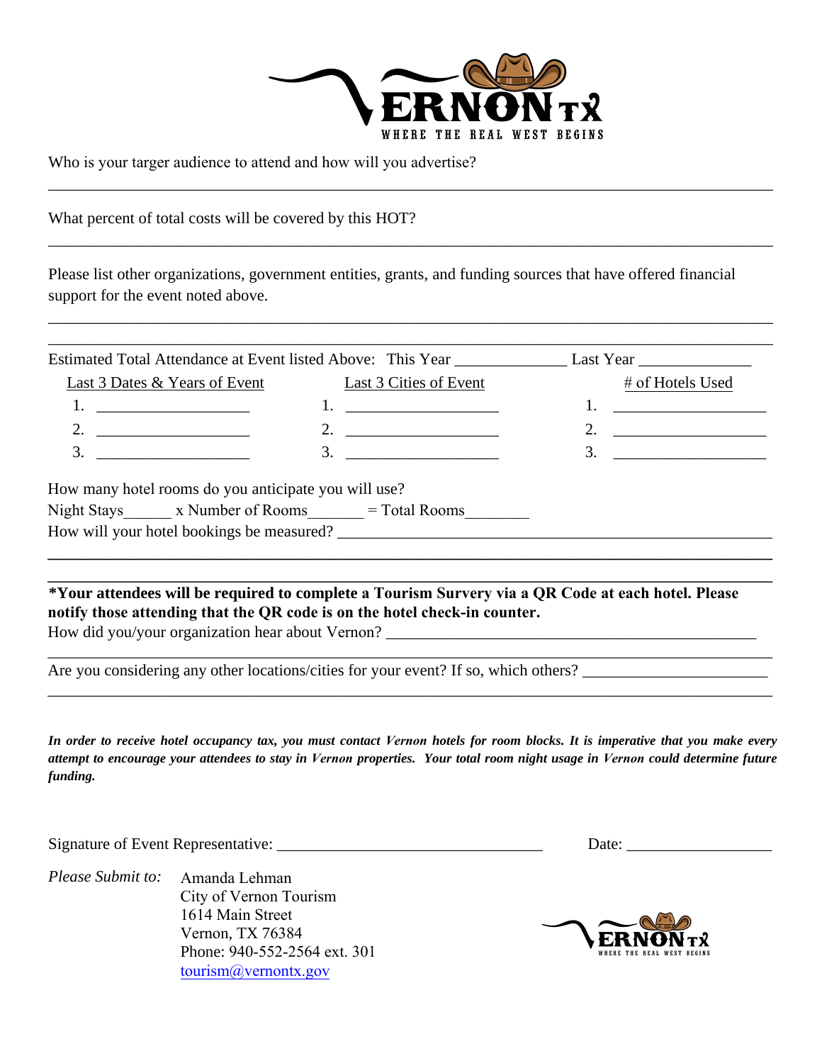Who is your targer audience to attend and how will you advertise?

______________________________________________________________________________

What percent of total costs will be covered by this HOT?

______________________________________________________________________________

Please list other organizations, government entities, grants, and funding sources that have offered financial support for the event noted above.

______________________________________________________________________________

______________________________________________________________________________

Estimated Total Attendance at Event listed Above: This Year _____________ Last Year _____________

| Last 3 Dates & Years of Event | Last 3 Cities of Event | # of Hotels Used |
|---|---|---|
| 1. ________________ | 1. ________________ | 1. ________________ |
| 2. ________________ | 2. ________________ | 2. ________________ |
| 3. ________________ | 3. ________________ | 3. ________________ |

How many hotel rooms do you anticipate you will use?

Night Stays______ x Number of Rooms_______ = Total Rooms________

How will your hotel bookings be measured? ___________________________________________________

______________________________________________________________________________

______________________________________________________________________________

**\*Your attendees will be required to complete a Tourism Survery via a QR Code at each hotel. Please notify those attending that the QR code is on the hotel check-in counter.**

How did you/your organization hear about Vernon? ___________________________________________

______________________________________________________________________________

Are you considering any other locations/cities for your event? If so, which others? ____________________

______________________________________________________________________________

***In order to receive hotel occupancy tax, you must contact Vernon hotels for room blocks. It is imperative that you make every attempt to encourage your attendees to stay in Vernon properties. Your total room night usage in Vernon could determine future funding.***

Signature of Event Representative: ______________________________ Date: ________________

*Please Submit to:*

Amanda Lehman
City of Vernon Tourism
1614 Main Street
Vernon, TX 76384
Phone: 940-552-2564 ext. 301
tourism@vernontx.gov